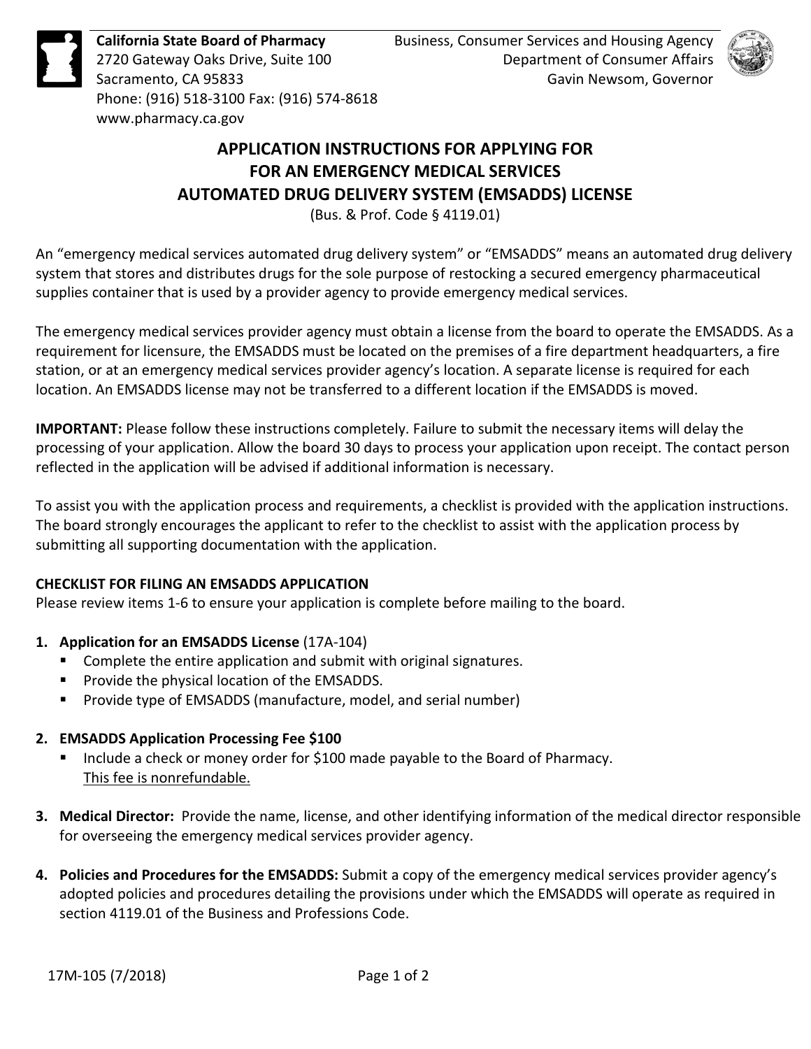**California State Board of Pharmacy**
2720 Gateway Oaks Drive, Suite 100
Sacramento, CA 95833
Phone: (916) 518-3100 Fax: (916) 574-8618
www.pharmacy.ca.gov

Business, Consumer Services and Housing Agency
Department of Consumer Affairs
Gavin Newsom, Governor

# APPLICATION INSTRUCTIONS FOR APPLYING FOR FOR AN EMERGENCY MEDICAL SERVICES AUTOMATED DRUG DELIVERY SYSTEM (EMSADDS) LICENSE

(Bus. & Prof. Code § 4119.01)

An "emergency medical services automated drug delivery system" or "EMSADDS" means an automated drug delivery system that stores and distributes drugs for the sole purpose of restocking a secured emergency pharmaceutical supplies container that is used by a provider agency to provide emergency medical services.

The emergency medical services provider agency must obtain a license from the board to operate the EMSADDS. As a requirement for licensure, the EMSADDS must be located on the premises of a fire department headquarters, a fire station, or at an emergency medical services provider agency's location. A separate license is required for each location. An EMSADDS license may not be transferred to a different location if the EMSADDS is moved.

**IMPORTANT:** Please follow these instructions completely. Failure to submit the necessary items will delay the processing of your application. Allow the board 30 days to process your application upon receipt. The contact person reflected in the application will be advised if additional information is necessary.

To assist you with the application process and requirements, a checklist is provided with the application instructions. The board strongly encourages the applicant to refer to the checklist to assist with the application process by submitting all supporting documentation with the application.

**CHECKLIST FOR FILING AN EMSADDS APPLICATION**
Please review items 1-6 to ensure your application is complete before mailing to the board.

1. **Application for an EMSADDS License** (17A-104)
   - Complete the entire application and submit with original signatures.
   - Provide the physical location of the EMSADDS.
   - Provide type of EMSADDS (manufacture, model, and serial number)

2. **EMSADDS Application Processing Fee $100**
   - Include a check or money order for $100 made payable to the Board of Pharmacy.
     This fee is nonrefundable.

3. **Medical Director:** Provide the name, license, and other identifying information of the medical director responsible for overseeing the emergency medical services provider agency.

4. **Policies and Procedures for the EMSADDS:** Submit a copy of the emergency medical services provider agency's adopted policies and procedures detailing the provisions under which the EMSADDS will operate as required in section 4119.01 of the Business and Professions Code.

17M-105 (7/2018)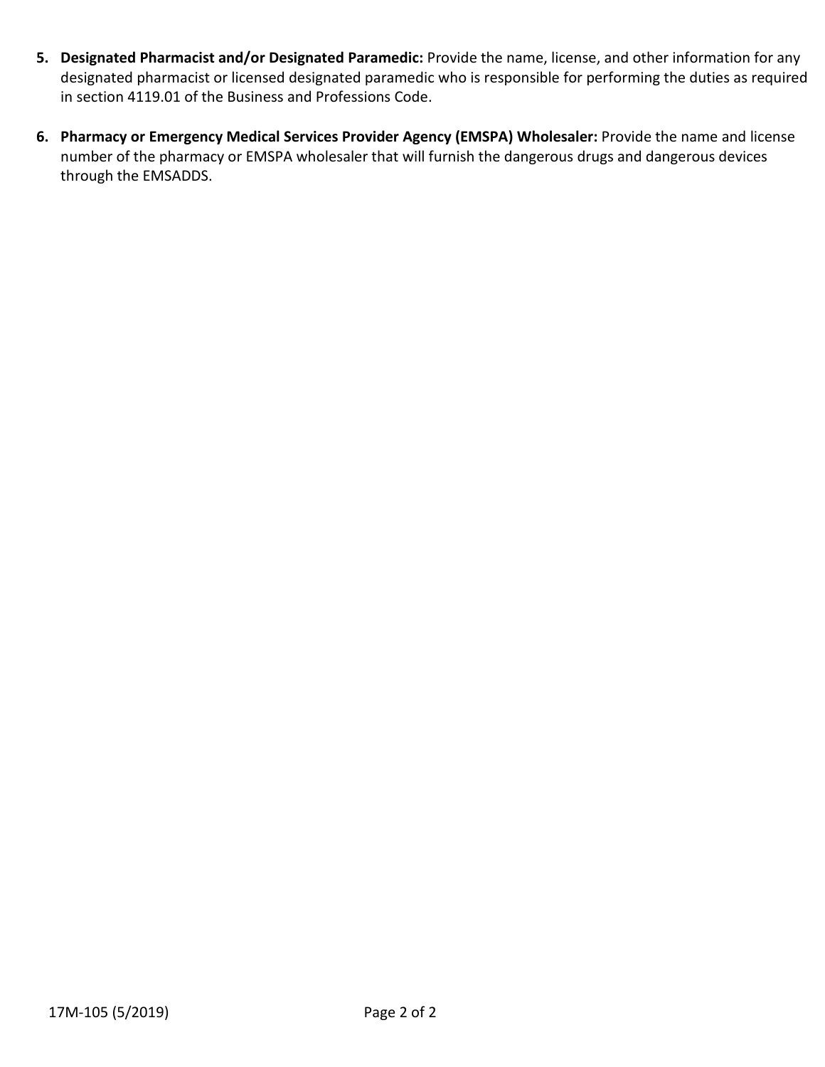5. **Designated Pharmacist and/or Designated Paramedic:** Provide the name, license, and other information for any designated pharmacist or licensed designated paramedic who is responsible for performing the duties as required in section 4119.01 of the Business and Professions Code.

6. **Pharmacy or Emergency Medical Services Provider Agency (EMSPA) Wholesaler:** Provide the name and license number of the pharmacy or EMSPA wholesaler that will furnish the dangerous drugs and dangerous devices through the EMSADDS.

17M-105 (5/2019)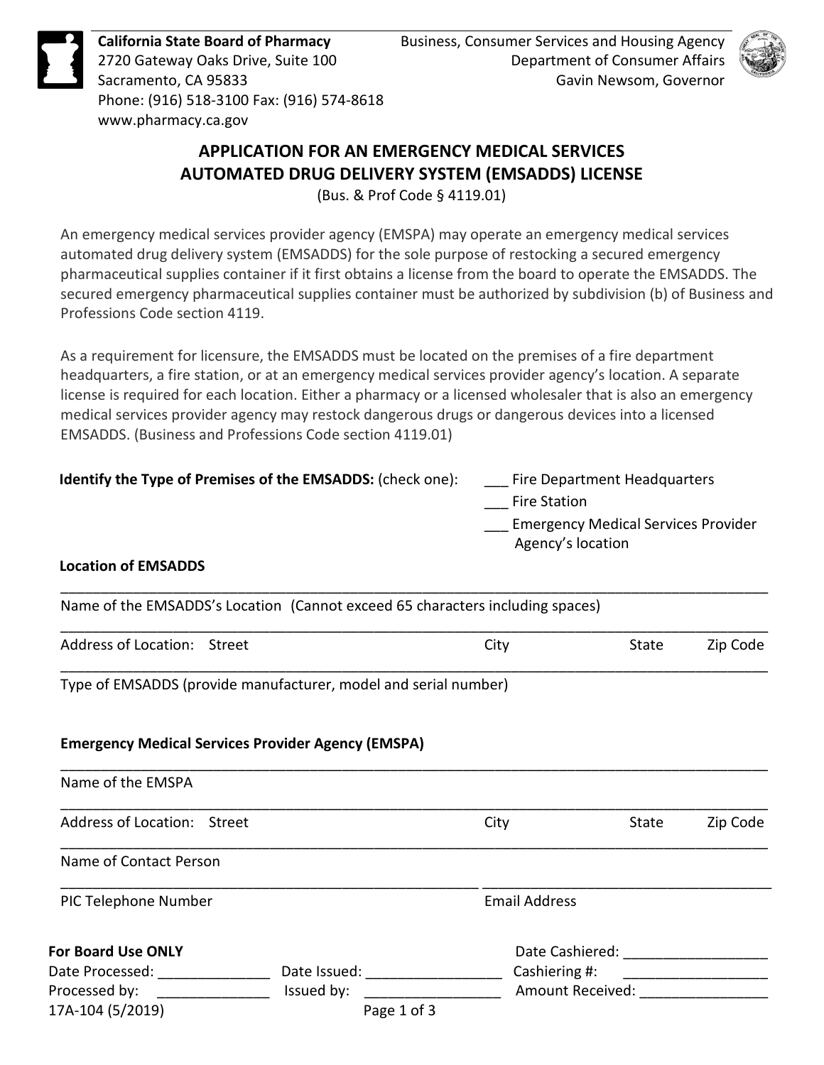California State Board of Pharmacy
2720 Gateway Oaks Drive, Suite 100
Sacramento, CA 95833
Phone: (916) 518-3100 Fax: (916) 574-8618
www.pharmacy.ca.gov

Business, Consumer Services and Housing Agency
Department of Consumer Affairs
Gavin Newsom, Governor

# APPLICATION FOR AN EMERGENCY MEDICAL SERVICES AUTOMATED DRUG DELIVERY SYSTEM (EMSADDS) LICENSE

(Bus. & Prof Code § 4119.01)

An emergency medical services provider agency (EMSPA) may operate an emergency medical services automated drug delivery system (EMSADDS) for the sole purpose of restocking a secured emergency pharmaceutical supplies container if it first obtains a license from the board to operate the EMSADDS. The secured emergency pharmaceutical supplies container must be authorized by subdivision (b) of Business and Professions Code section 4119.

As a requirement for licensure, the EMSADDS must be located on the premises of a fire department headquarters, a fire station, or at an emergency medical services provider agency's location. A separate license is required for each location. Either a pharmacy or a licensed wholesaler that is also an emergency medical services provider agency may restock dangerous drugs or dangerous devices into a licensed EMSADDS. (Business and Professions Code section 4119.01)

**Identify the Type of Premises of the EMSADDS:** (check one):

___ Fire Department Headquarters
___ Fire Station
___ Emergency Medical Services Provider Agency's location

**Location of EMSADDS**

______________________________________________________________________
Name of the EMSADDS's Location (Cannot exceed 65 characters including spaces)

______________________________________________________________________
Address of Location: Street | City | State | Zip Code

______________________________________________________________________
Type of EMSADDS (provide manufacturer, model and serial number)

**Emergency Medical Services Provider Agency (EMSPA)**

______________________________________________________________________
Name of the EMSPA

______________________________________________________________________
Address of Location: Street | City | State | Zip Code

______________________________________________________________________
Name of Contact Person

______________________________________________________________________
PIC Telephone Number | Email Address

**For Board Use ONLY**

Date Processed: ______________ Date Issued: ________________ Date Cashiered: __________________
Processed by: ______________ Issued by: ________________ Cashiering #: __________________
Amount Received: ________________

17A-104 (5/2019)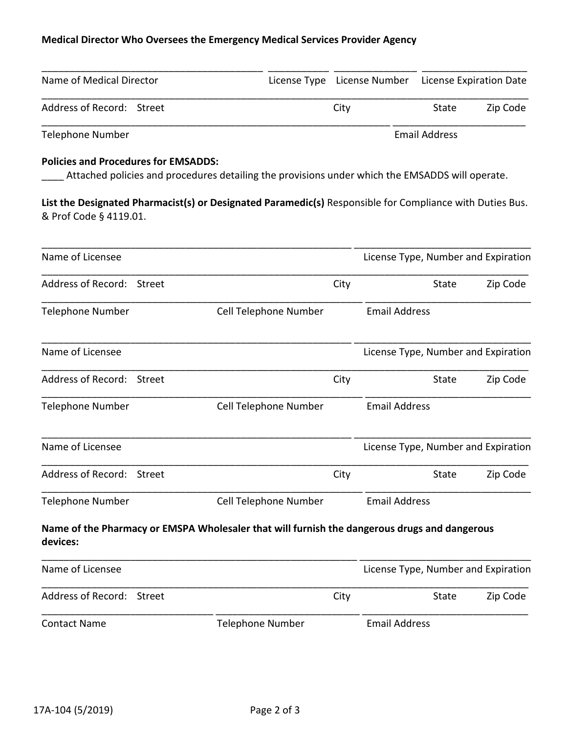**Medical Director Who Oversees the Emergency Medical Services Provider Agency**

\_\_\_\_\_\_\_\_\_\_\_\_\_\_\_\_\_\_\_\_\_\_\_\_\_\_\_\_\_\_\_\_\_\_\_\_\_\_\_\_ \_\_\_\_\_\_\_\_\_\_\_ \_\_\_\_\_\_\_\_\_\_\_\_\_\_\_ \_\_\_\_\_\_\_\_\_\_\_\_\_\_\_\_\_\_\_

Name of Medical Director | License Type | License Number | License Expiration Date

\_\_\_\_\_\_\_\_\_\_\_\_\_\_\_\_\_\_\_\_\_\_\_\_\_\_\_\_\_\_\_\_\_\_\_\_\_\_\_\_\_\_\_\_\_\_\_\_\_\_\_\_\_\_\_\_\_\_\_\_\_\_\_\_\_\_\_\_\_\_\_\_\_\_\_\_\_\_\_\_\_\_\_

Address of Record: Street | City | State | Zip Code

\_\_\_\_\_\_\_\_\_\_\_\_\_\_\_\_\_\_\_\_\_\_\_\_\_\_\_\_\_\_\_\_\_\_\_\_\_\_\_\_\_\_\_\_\_\_\_\_\_\_\_\_\_\_\_\_\_\_\_\_\_ \_\_\_\_\_\_\_\_\_\_\_\_\_\_\_\_\_\_\_\_\_\_\_\_

Telephone Number | Email Address

**Policies and Procedures for EMSADDS:**

\_\_\_\_ Attached policies and procedures detailing the provisions under which the EMSADDS will operate.

**List the Designated Pharmacist(s) or Designated Paramedic(s)** Responsible for Compliance with Duties Bus. & Prof Code § 4119.01.

\_\_\_\_\_\_\_\_\_\_\_\_\_\_\_\_\_\_\_\_\_\_\_\_\_\_\_\_\_\_\_\_\_\_\_\_\_\_\_\_\_\_\_\_\_\_\_\_\_\_\_\_\_\_\_ \_\_\_\_\_\_\_\_\_\_\_\_\_\_\_\_\_\_\_\_\_\_\_\_\_\_\_\_\_\_\_

Name of Licensee | License Type, Number and Expiration

\_\_\_\_\_\_\_\_\_\_\_\_\_\_\_\_\_\_\_\_\_\_\_\_\_\_\_\_\_\_\_\_\_\_\_\_\_\_\_\_\_\_\_\_\_\_\_\_\_\_\_\_\_\_\_\_\_\_\_\_\_\_\_\_\_\_\_\_\_\_\_\_\_\_\_\_\_\_\_\_\_\_\_

Address of Record: Street | City | State | Zip Code

\_\_\_\_\_\_\_\_\_\_\_\_\_\_\_\_\_\_\_\_\_\_\_\_\_\_\_\_\_\_\_\_\_\_\_\_\_\_\_\_\_\_\_\_\_\_\_\_\_\_\_\_\_\_\_\_\_ \_\_\_\_\_\_\_\_\_\_\_\_\_\_\_\_\_\_\_\_\_\_\_\_\_\_\_\_\_\_

Telephone Number | Cell Telephone Number | Email Address

\_\_\_\_\_\_\_\_\_\_\_\_\_\_\_\_\_\_\_\_\_\_\_\_\_\_\_\_\_\_\_\_\_\_\_\_\_\_\_\_\_\_\_\_\_\_\_\_\_\_\_\_\_\_\_ \_\_\_\_\_\_\_\_\_\_\_\_\_\_\_\_\_\_\_\_\_\_\_\_\_\_\_\_\_\_\_

Name of Licensee | License Type, Number and Expiration

\_\_\_\_\_\_\_\_\_\_\_\_\_\_\_\_\_\_\_\_\_\_\_\_\_\_\_\_\_\_\_\_\_\_\_\_\_\_\_\_\_\_\_\_\_\_\_\_\_\_\_\_\_\_\_\_\_\_\_\_\_\_\_\_\_\_\_\_\_\_\_\_\_\_\_\_\_\_\_\_\_\_\_

Address of Record: Street | City | State | Zip Code

\_\_\_\_\_\_\_\_\_\_\_\_\_\_\_\_\_\_\_\_\_\_\_\_\_\_\_\_\_\_\_\_\_\_\_\_\_\_\_\_\_\_\_\_\_\_\_\_\_\_\_\_\_\_\_\_\_ \_\_\_\_\_\_\_\_\_\_\_\_\_\_\_\_\_\_\_\_\_\_\_\_\_\_\_\_\_\_

Telephone Number | Cell Telephone Number | Email Address

\_\_\_\_\_\_\_\_\_\_\_\_\_\_\_\_\_\_\_\_\_\_\_\_\_\_\_\_\_\_\_\_\_\_\_\_\_\_\_\_\_\_\_\_\_\_\_\_\_\_\_\_\_\_\_ \_\_\_\_\_\_\_\_\_\_\_\_\_\_\_\_\_\_\_\_\_\_\_\_\_\_\_\_\_\_\_

Name of Licensee | License Type, Number and Expiration

\_\_\_\_\_\_\_\_\_\_\_\_\_\_\_\_\_\_\_\_\_\_\_\_\_\_\_\_\_\_\_\_\_\_\_\_\_\_\_\_\_\_\_\_\_\_\_\_\_\_\_\_\_\_\_\_\_\_\_\_\_\_\_\_\_\_\_\_\_\_\_\_\_\_\_\_\_\_\_\_\_\_\_

Address of Record: Street | City | State | Zip Code

\_\_\_\_\_\_\_\_\_\_\_\_\_\_\_\_\_\_\_\_\_\_\_\_\_\_\_\_\_\_\_\_\_\_\_\_\_\_\_\_\_\_\_\_\_\_\_\_\_\_\_\_\_\_\_\_\_ \_\_\_\_\_\_\_\_\_\_\_\_\_\_\_\_\_\_\_\_\_\_\_\_\_\_\_\_\_\_

Telephone Number | Cell Telephone Number | Email Address

**Name of the Pharmacy or EMSPA Wholesaler that will furnish the dangerous drugs and dangerous devices:**

\_\_\_\_\_\_\_\_\_\_\_\_\_\_\_\_\_\_\_\_\_\_\_\_\_\_\_\_\_\_\_\_\_\_\_\_\_\_\_\_\_\_\_\_\_\_\_\_\_\_\_\_\_\_\_\_ \_\_\_\_\_\_\_\_\_\_\_\_\_\_\_\_\_\_\_\_\_\_\_\_\_\_\_\_\_\_

Name of Licensee | License Type, Number and Expiration

\_\_\_\_\_\_\_\_\_\_\_\_\_\_\_\_\_\_\_\_\_\_\_\_\_\_\_\_\_\_\_\_\_\_\_\_\_\_\_\_\_\_\_\_\_\_\_\_\_\_\_\_\_\_\_\_\_\_\_\_\_\_\_\_\_\_\_\_\_\_\_\_\_\_\_\_\_\_\_\_\_\_\_

Address of Record: Street | City | State | Zip Code

\_\_\_\_\_\_\_\_\_\_\_\_\_\_\_\_\_\_\_\_\_\_\_\_\_\_\_\_\_ \_\_\_\_\_\_\_\_\_\_\_\_\_\_\_\_\_\_\_\_\_\_\_\_\_\_ \_\_\_\_\_\_\_\_\_\_\_\_\_\_\_\_\_\_\_\_\_\_\_\_\_\_\_\_\_\_

Contact Name | Telephone Number | Email Address

17A-104 (5/2019)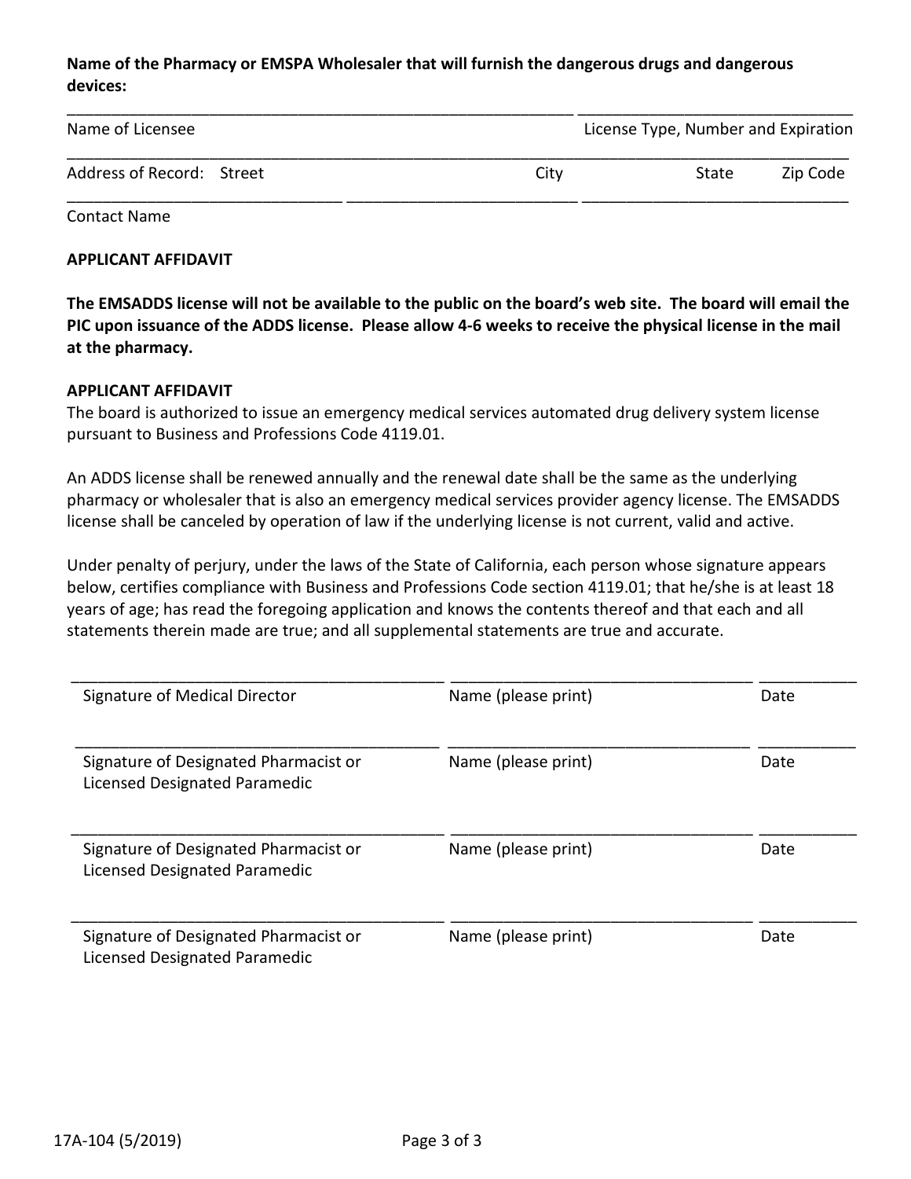**Name of the Pharmacy or EMSPA Wholesaler that will furnish the dangerous drugs and dangerous devices:**

\_\_\_\_\_\_\_\_\_\_\_\_\_\_\_\_\_\_\_\_\_\_\_\_\_\_\_\_\_\_\_\_\_\_\_\_\_\_\_\_\_\_\_\_\_\_\_\_\_\_\_\_ \_\_\_\_\_\_\_\_\_\_\_\_\_\_\_\_\_\_\_\_\_\_\_\_\_\_\_\_\_\_

Name of Licensee | License Type, Number and Expiration

\_\_\_\_\_\_\_\_\_\_\_\_\_\_\_\_\_\_\_\_\_\_\_\_\_\_\_\_\_\_\_\_\_\_\_\_\_\_\_\_\_\_\_\_\_\_\_\_\_\_\_\_\_\_\_\_\_\_\_\_\_\_\_\_\_\_\_\_\_\_\_\_\_\_\_\_\_\_\_\_

Address of Record: Street | City | State | Zip Code

\_\_\_\_\_\_\_\_\_\_\_\_\_\_\_\_\_\_\_\_\_\_\_\_\_\_\_\_\_ \_\_\_\_\_\_\_\_\_\_\_\_\_\_\_\_\_\_\_\_\_\_\_\_\_ \_\_\_\_\_\_\_\_\_\_\_\_\_\_\_\_\_\_\_\_\_\_\_\_\_\_\_\_\_\_

Contact Name

**APPLICANT AFFIDAVIT**

**The EMSADDS license will not be available to the public on the board's web site. The board will email the PIC upon issuance of the ADDS license. Please allow 4-6 weeks to receive the physical license in the mail at the pharmacy.**

**APPLICANT AFFIDAVIT**

The board is authorized to issue an emergency medical services automated drug delivery system license pursuant to Business and Professions Code 4119.01.

An ADDS license shall be renewed annually and the renewal date shall be the same as the underlying pharmacy or wholesaler that is also an emergency medical services provider agency license. The EMSADDS license shall be canceled by operation of law if the underlying license is not current, valid and active.

Under penalty of perjury, under the laws of the State of California, each person whose signature appears below, certifies compliance with Business and Professions Code section 4119.01; that he/she is at least 18 years of age; has read the foregoing application and knows the contents thereof and that each and all statements therein made are true; and all supplemental statements are true and accurate.

| | | |
|---|---|---|
| Signature of Medical Director | Name (please print) | Date |
| Signature of Designated Pharmacist or Licensed Designated Paramedic | Name (please print) | Date |
| Signature of Designated Pharmacist or Licensed Designated Paramedic | Name (please print) | Date |
| Signature of Designated Pharmacist or Licensed Designated Paramedic | Name (please print) | Date |

17A-104 (5/2019)